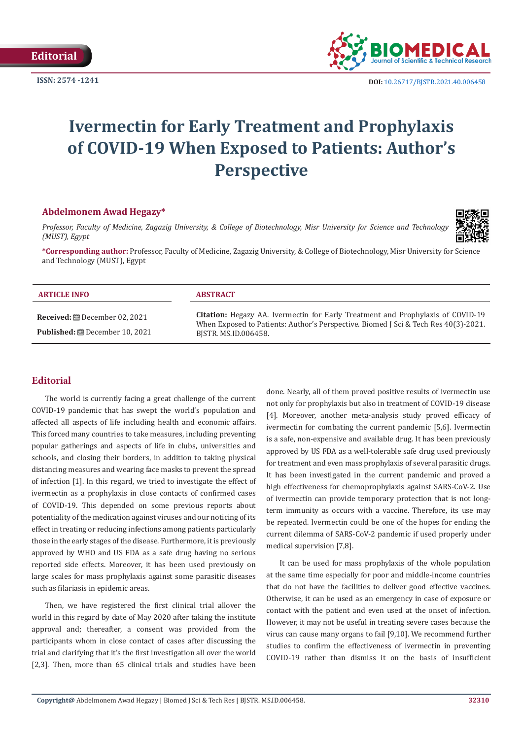Editorial

ISSN: 2574 -1241

DOI: 10.26717/BJSTR.2021.40.006458

# Ivermectin for Early Treatment and Prophylaxis of COVID-19 When Exposed to Patients: Author's Perspective

**Abdelmonem Awad Hegazy***

*Professor, Faculty of Medicine, Zagazig University, & College of Biotechnology, Misr University for Science and Technology (MUST), Egypt*

***Corresponding author:** Professor, Faculty of Medicine, Zagazig University, & College of Biotechnology, Misr University for Science and Technology (MUST), Egypt

| ARTICLE INFO | ABSTRACT |
| --- | --- |
| **Received:** December 02, 2021 <br> **Published:** December 10, 2021 | **Citation:** Hegazy AA. Ivermectin for Early Treatment and Prophylaxis of COVID-19 When Exposed to Patients: Author's Perspective. Biomed J Sci & Tech Res 40(3)-2021. BJSTR. MS.ID.006458. |

## Editorial

The world is currently facing a great challenge of the current COVID-19 pandemic that has swept the world's population and affected all aspects of life including health and economic affairs. This forced many countries to take measures, including preventing popular gatherings and aspects of life in clubs, universities and schools, and closing their borders, in addition to taking physical distancing measures and wearing face masks to prevent the spread of infection [1]. In this regard, we tried to investigate the effect of ivermectin as a prophylaxis in close contacts of confirmed cases of COVID-19. This depended on some previous reports about potentiality of the medication against viruses and our noticing of its effect in treating or reducing infections among patients particularly those in the early stages of the disease. Furthermore, it is previously approved by WHO and US FDA as a safe drug having no serious reported side effects. Moreover, it has been used previously on large scales for mass prophylaxis against some parasitic diseases such as filariasis in epidemic areas.

Then, we have registered the first clinical trial allover the world in this regard by date of May 2020 after taking the institute approval and; thereafter, a consent was provided from the participants whom in close contact of cases after discussing the trial and clarifying that it's the first investigation all over the world [2,3]. Then, more than 65 clinical trials and studies have been done. Nearly, all of them proved positive results of ivermectin use not only for prophylaxis but also in treatment of COVID-19 disease [4]. Moreover, another meta-analysis study proved efficacy of ivermectin for combating the current pandemic [5,6]. Ivermectin is a safe, non-expensive and available drug. It has been previously approved by US FDA as a well-tolerable safe drug used previously for treatment and even mass prophylaxis of several parasitic drugs. It has been investigated in the current pandemic and proved a high effectiveness for chemoprophylaxis against SARS-CoV-2. Use of ivermectin can provide temporary protection that is not long-term immunity as occurs with a vaccine. Therefore, its use may be repeated. Ivermectin could be one of the hopes for ending the current dilemma of SARS-CoV-2 pandemic if used properly under medical supervision [7,8].

It can be used for mass prophylaxis of the whole population at the same time especially for poor and middle-income countries that do not have the facilities to deliver good effective vaccines. Otherwise, it can be used as an emergency in case of exposure or contact with the patient and even used at the onset of infection. However, it may not be useful in treating severe cases because the virus can cause many organs to fail [9,10]. We recommend further studies to confirm the effectiveness of ivermectin in preventing COVID-19 rather than dismiss it on the basis of insufficient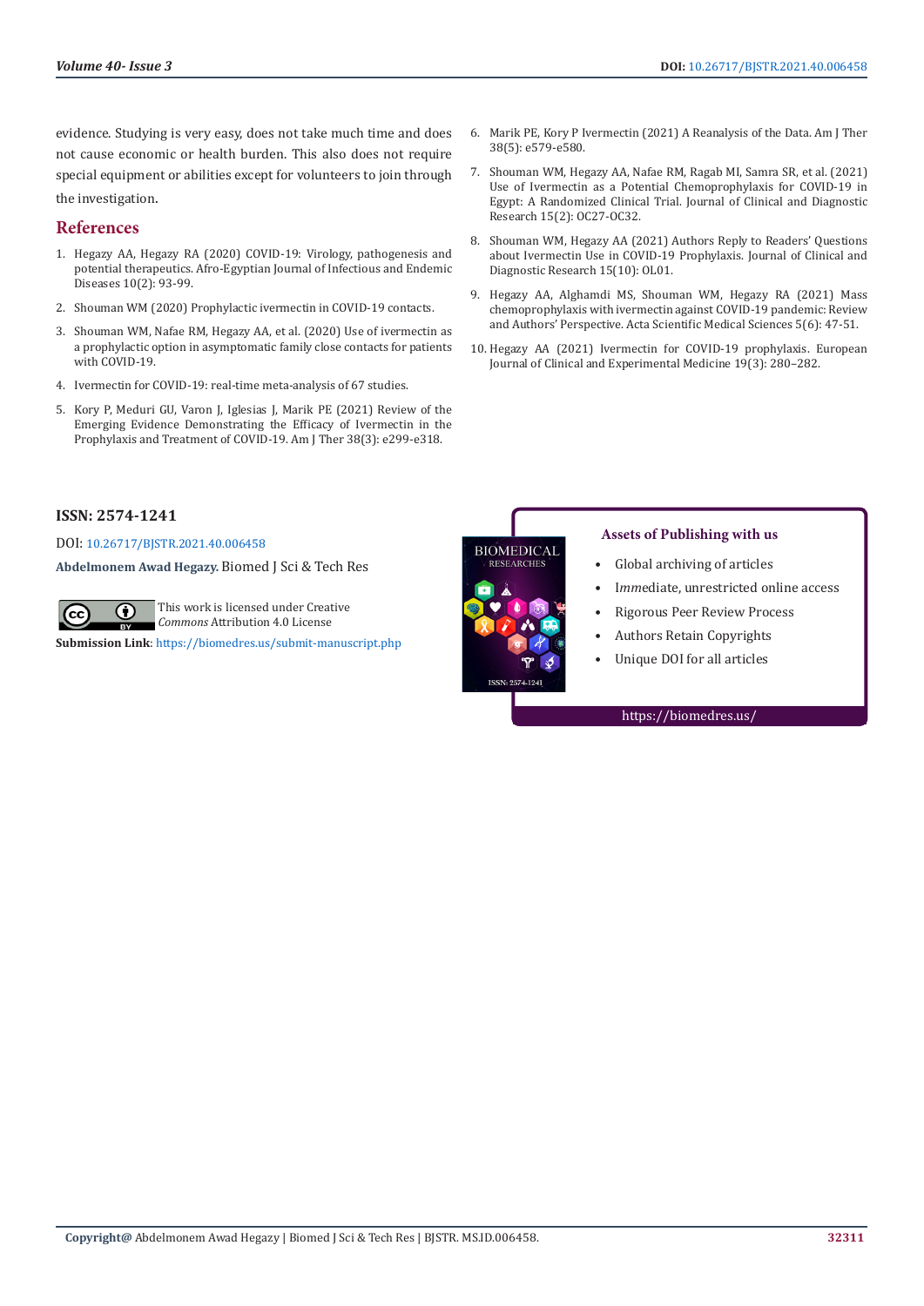evidence. Studying is very easy, does not take much time and does not cause economic or health burden. This also does not require special equipment or abilities except for volunteers to join through the investigation.

## References

1. Hegazy AA, Hegazy RA (2020) COVID-19: Virology, pathogenesis and potential therapeutics. Afro-Egyptian Journal of Infectious and Endemic Diseases 10(2): 93-99.
2. Shouman WM (2020) Prophylactic ivermectin in COVID-19 contacts.
3. Shouman WM, Nafae RM, Hegazy AA, et al. (2020) Use of ivermectin as a prophylactic option in asymptomatic family close contacts for patients with COVID-19.
4. Ivermectin for COVID-19: real-time meta-analysis of 67 studies.
5. Kory P, Meduri GU, Varon J, Iglesias J, Marik PE (2021) Review of the Emerging Evidence Demonstrating the Efficacy of Ivermectin in the Prophylaxis and Treatment of COVID-19. Am J Ther 38(3): e299-e318.
6. Marik PE, Kory P Ivermectin (2021) A Reanalysis of the Data. Am J Ther 38(5): e579-e580.
7. Shouman WM, Hegazy AA, Nafae RM, Ragab MI, Samra SR, et al. (2021) Use of Ivermectin as a Potential Chemoprophylaxis for COVID-19 in Egypt: A Randomized Clinical Trial. Journal of Clinical and Diagnostic Research 15(2): OC27-OC32.
8. Shouman WM, Hegazy AA (2021) Authors Reply to Readers' Questions about Ivermectin Use in COVID-19 Prophylaxis. Journal of Clinical and Diagnostic Research 15(10): OL01.
9. Hegazy AA, Alghamdi MS, Shouman WM, Hegazy RA (2021) Mass chemoprophylaxis with ivermectin against COVID-19 pandemic: Review and Authors' Perspective. Acta Scientific Medical Sciences 5(6): 47-51.
10. Hegazy AA (2021) Ivermectin for COVID-19 prophylaxis. European Journal of Clinical and Experimental Medicine 19(3): 280–282.

**ISSN: 2574-1241**

DOI: 10.26717/BJSTR.2021.40.006458

**Abdelmonem Awad Hegazy.** Biomed J Sci & Tech Res

This work is licensed under Creative *Commons* Attribution 4.0 License

**Submission Link**: https://biomedres.us/submit-manuscript.php

**Assets of Publishing with us**

- Global archiving of articles
- Immediate, unrestricted online access
- Rigorous Peer Review Process
- Authors Retain Copyrights
- Unique DOI for all articles

https://biomedres.us/